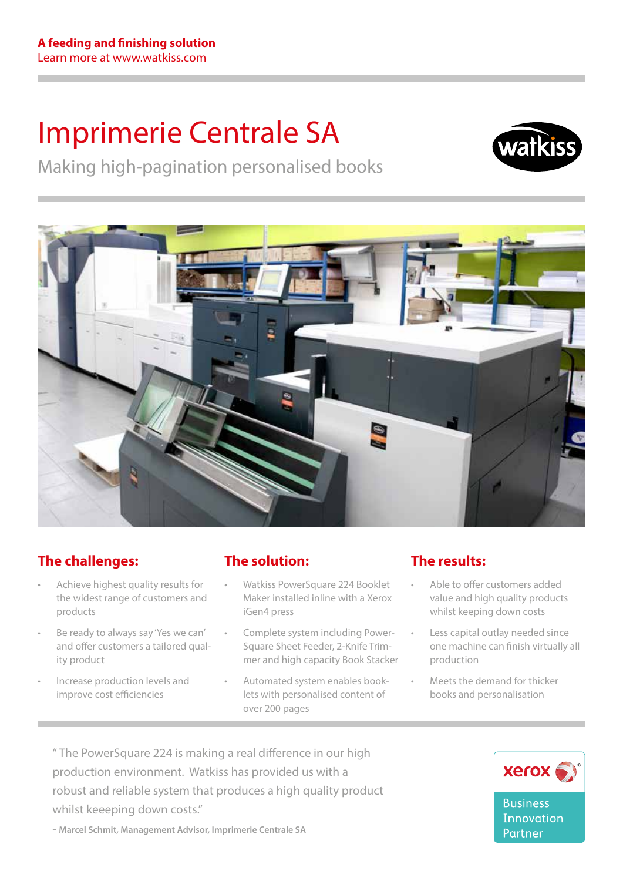**A feeding and finishing solution**
Learn more at www.watkiss.com

# Imprimerie Centrale SA

## Making high-pagination personalised books

### The challenges:

- Achieve highest quality results for the widest range of customers and products
- Be ready to always say 'Yes we can' and offer customers a tailored quality product
- Increase production levels and improve cost efficiencies

### The solution:

- Watkiss PowerSquare 224 Booklet Maker installed inline with a Xerox iGen4 press
- Complete system including PowerSquare Sheet Feeder, 2-Knife Trimmer and high capacity Book Stacker
- Automated system enables booklets with personalised content of over 200 pages

### The results:

- Able to offer customers added value and high quality products whilst keeping down costs
- Less capital outlay needed since one machine can finish virtually all production
- Meets the demand for thicker books and personalisation

" The PowerSquare 224 is making a real difference in our high production environment. Watkiss has provided us with a robust and reliable system that produces a high quality product whilst keeeping down costs."

- **Marcel Schmit, Management Advisor, Imprimerie Centrale SA**

xerox
Business Innovation Partner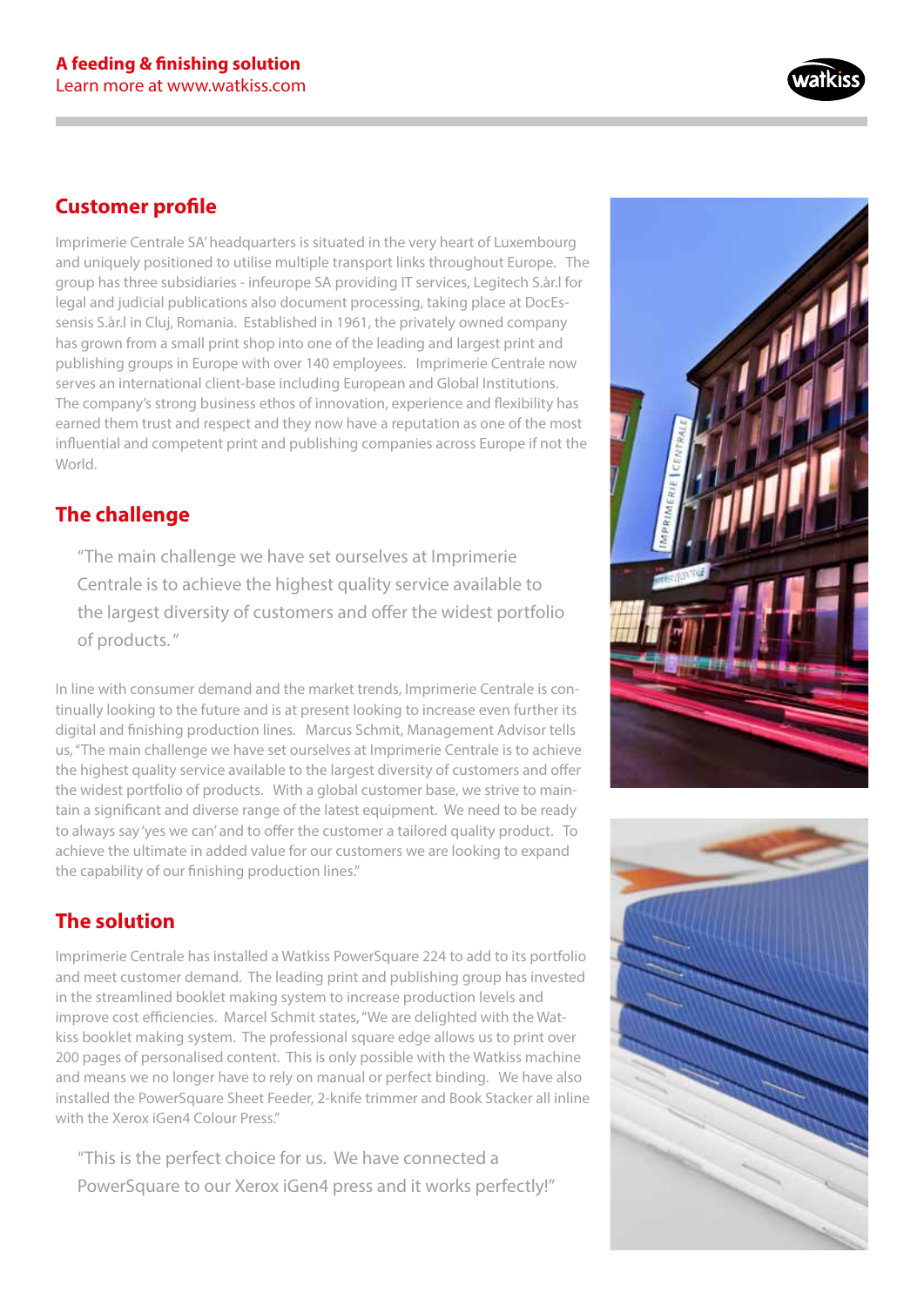**A feeding & finishing solution**
Learn more at www.watkiss.com

## Customer profile

Imprimerie Centrale SA' headquarters is situated in the very heart of Luxembourg and uniquely positioned to utilise multiple transport links throughout Europe. The group has three subsidiaries - infeurope SA providing IT services, Legitech S.àr.l for legal and judicial publications also document processing, taking place at DocEs-sensis S.àr.l in Cluj, Romania. Established in 1961, the privately owned company has grown from a small print shop into one of the leading and largest print and publishing groups in Europe with over 140 employees. Imprimerie Centrale now serves an international client-base including European and Global Institutions. The company's strong business ethos of innovation, experience and flexibility has earned them trust and respect and they now have a reputation as one of the most influential and competent print and publishing companies across Europe if not the World.

## The challenge

> "The main challenge we have set ourselves at Imprimerie Centrale is to achieve the highest quality service available to the largest diversity of customers and offer the widest portfolio of products."

In line with consumer demand and the market trends, Imprimerie Centrale is continually looking to the future and is at present looking to increase even further its digital and finishing production lines. Marcus Schmit, Management Advisor tells us, "The main challenge we have set ourselves at Imprimerie Centrale is to achieve the highest quality service available to the largest diversity of customers and offer the widest portfolio of products. With a global customer base, we strive to maintain a significant and diverse range of the latest equipment. We need to be ready to always say 'yes we can' and to offer the customer a tailored quality product. To achieve the ultimate in added value for our customers we are looking to expand the capability of our finishing production lines."

## The solution

Imprimerie Centrale has installed a Watkiss PowerSquare 224 to add to its portfolio and meet customer demand. The leading print and publishing group has invested in the streamlined booklet making system to increase production levels and improve cost efficiencies. Marcel Schmit states, "We are delighted with the Watkiss booklet making system. The professional square edge allows us to print over 200 pages of personalised content. This is only possible with the Watkiss machine and means we no longer have to rely on manual or perfect binding. We have also installed the PowerSquare Sheet Feeder, 2-knife trimmer and Book Stacker all inline with the Xerox iGen4 Colour Press."

> "This is the perfect choice for us. We have connected a PowerSquare to our Xerox iGen4 press and it works perfectly!"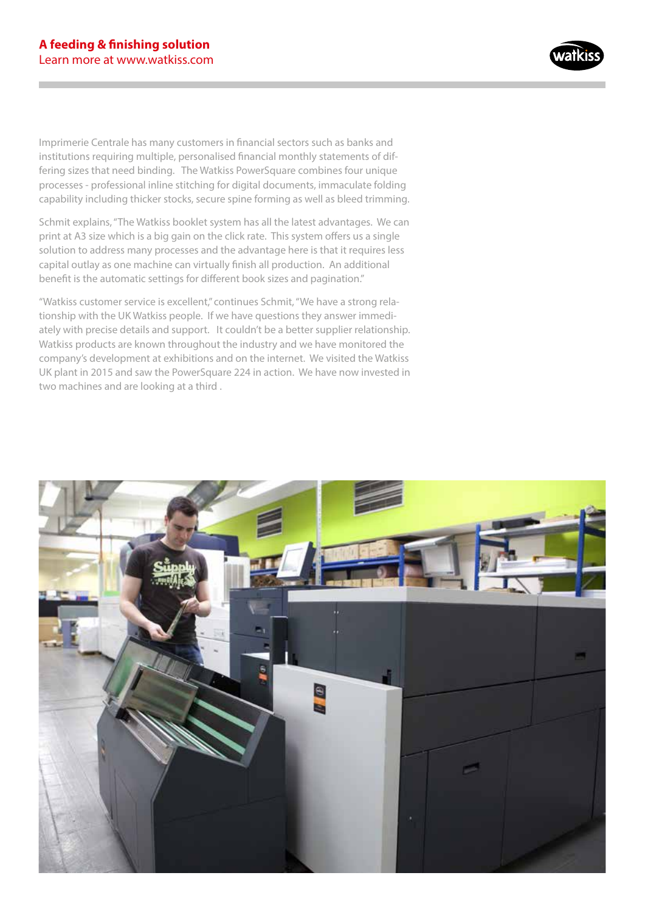Imprimerie Centrale has many customers in financial sectors such as banks and institutions requiring multiple, personalised financial monthly statements of differing sizes that need binding. The Watkiss PowerSquare combines four unique processes - professional inline stitching for digital documents, immaculate folding capability including thicker stocks, secure spine forming as well as bleed trimming.

Schmit explains, "The Watkiss booklet system has all the latest advantages. We can print at A3 size which is a big gain on the click rate. This system offers us a single solution to address many processes and the advantage here is that it requires less capital outlay as one machine can virtually finish all production. An additional benefit is the automatic settings for different book sizes and pagination."

"Watkiss customer service is excellent," continues Schmit, "We have a strong relationship with the UK Watkiss people. If we have questions they answer immediately with precise details and support. It couldn't be a better supplier relationship. Watkiss products are known throughout the industry and we have monitored the company's development at exhibitions and on the internet. We visited the Watkiss UK plant in 2015 and saw the PowerSquare 224 in action. We have now invested in two machines and are looking at a third .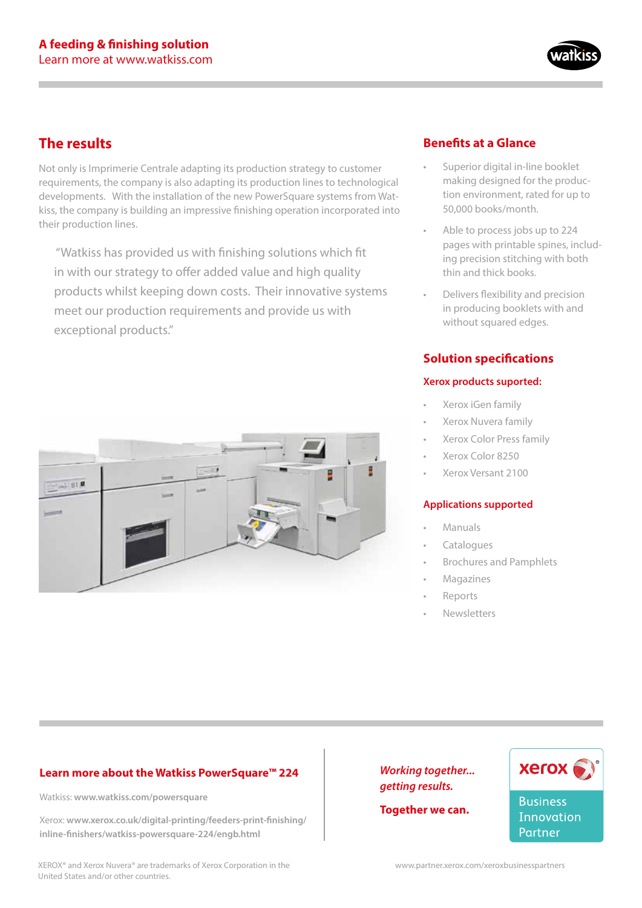**A feeding & finishing solution**
Learn more at www.watkiss.com

## The results

Not only is Imprimerie Centrale adapting its production strategy to customer requirements, the company is also adapting its production lines to technological developments. With the installation of the new PowerSquare systems from Watkiss, the company is building an impressive finishing operation incorporated into their production lines.

> "Watkiss has provided us with finishing solutions which fit in with our strategy to offer added value and high quality products whilst keeping down costs. Their innovative systems meet our production requirements and provide us with exceptional products."

## Benefits at a Glance

- Superior digital in-line booklet making designed for the production environment, rated for up to 50,000 books/month.
- Able to process jobs up to 224 pages with printable spines, including precision stitching with both thin and thick books.
- Delivers flexibility and precision in producing booklets with and without squared edges.

## Solution specifications

### Xerox products suported:

- Xerox iGen family
- Xerox Nuvera family
- Xerox Color Press family
- Xerox Color 8250
- Xerox Versant 2100

### Applications supported

- Manuals
- Catalogues
- Brochures and Pamphlets
- Magazines
- Reports
- Newsletters

## Learn more about the Watkiss PowerSquare™ 224

Watkiss: **www.watkiss.com/powersquare**

Xerox: **www.xerox.co.uk/digital-printing/feeders-print-finishing/inline-finishers/watkiss-powersquare-224/engb.html**

*Working together... getting results.*

**Together we can.**

xerox® Business Innovation Partner

XEROX® and Xerox Nuvera® are trademarks of Xerox Corporation in the United States and/or other countries.

www.partner.xerox.com/xeroxbusinesspartners